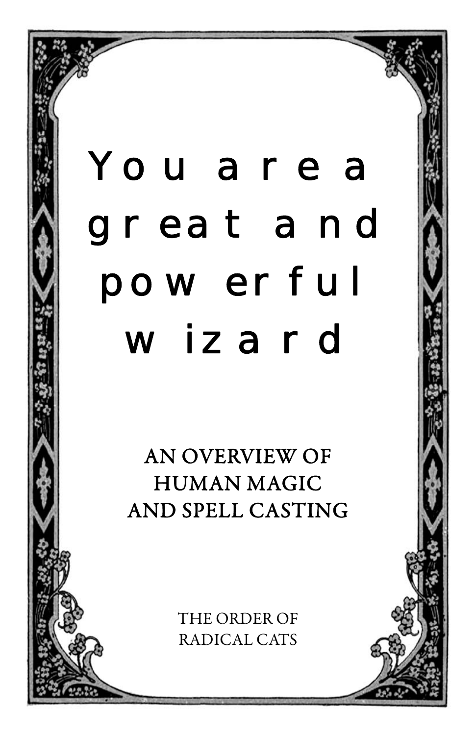# You are a great and powerful wizard

## AN OVERVIEW OF HUMAN MAGIC AND SPELL CASTING

THE ORDER OF RADICAL CATS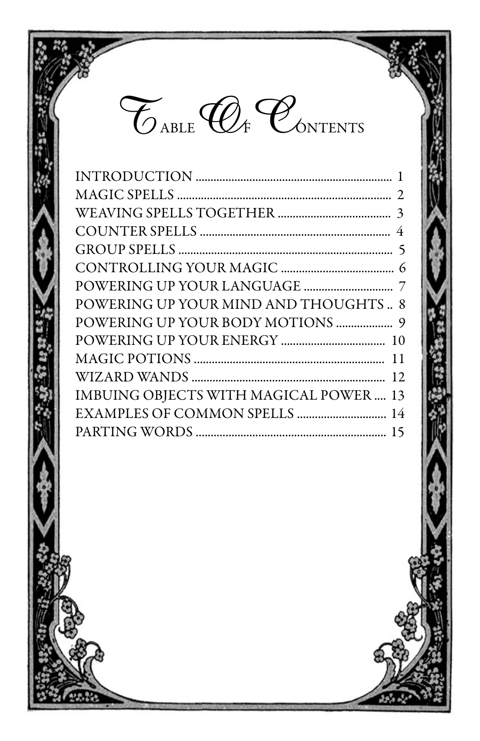# Table Of Contents

| | |
|---|---|
| INTRODUCTION | 1 |
| MAGIC SPELLS | 2 |
| WEAVING SPELLS TOGETHER | 3 |
| COUNTER SPELLS | 4 |
| GROUP SPELLS | 5 |
| CONTROLLING YOUR MAGIC | 6 |
| POWERING UP YOUR LANGUAGE | 7 |
| POWERING UP YOUR MIND AND THOUGHTS | 8 |
| POWERING UP YOUR BODY MOTIONS | 9 |
| POWERING UP YOUR ENERGY | 10 |
| MAGIC POTIONS | 11 |
| WIZARD WANDS | 12 |
| IMBUING OBJECTS WITH MAGICAL POWER | 13 |
| EXAMPLES OF COMMON SPELLS | 14 |
| PARTING WORDS | 15 |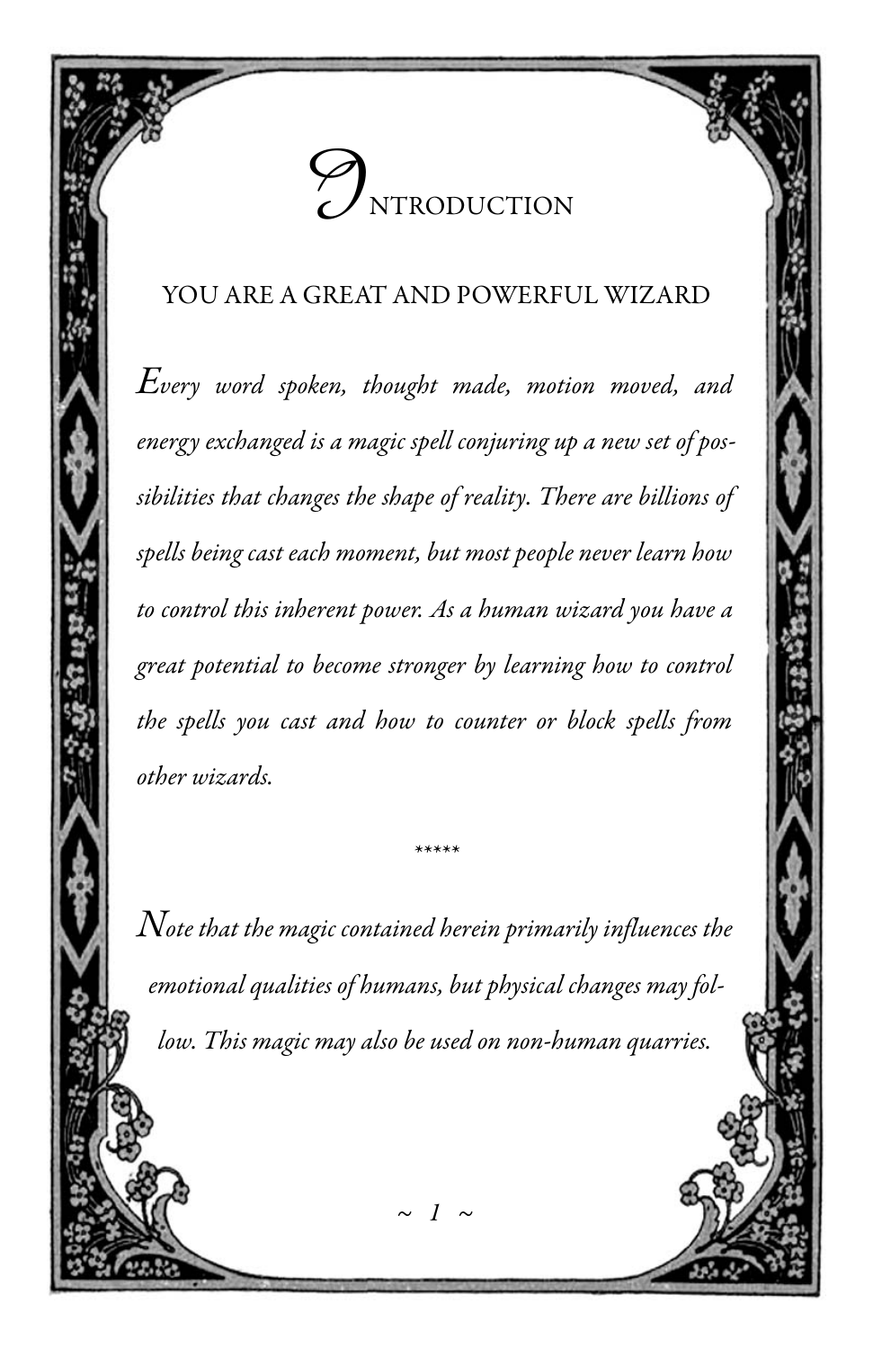# Introduction

## YOU ARE A GREAT AND POWERFUL WIZARD

*Every word spoken, thought made, motion moved, and energy exchanged is a magic spell conjuring up a new set of possibilities that changes the shape of reality. There are billions of spells being cast each moment, but most people never learn how to control this inherent power. As a human wizard you have a great potential to become stronger by learning how to control the spells you cast and how to counter or block spells from other wizards.*

*****

*Note that the magic contained herein primarily influences the emotional qualities of humans, but physical changes may follow. This magic may also be used on non-human quarries.*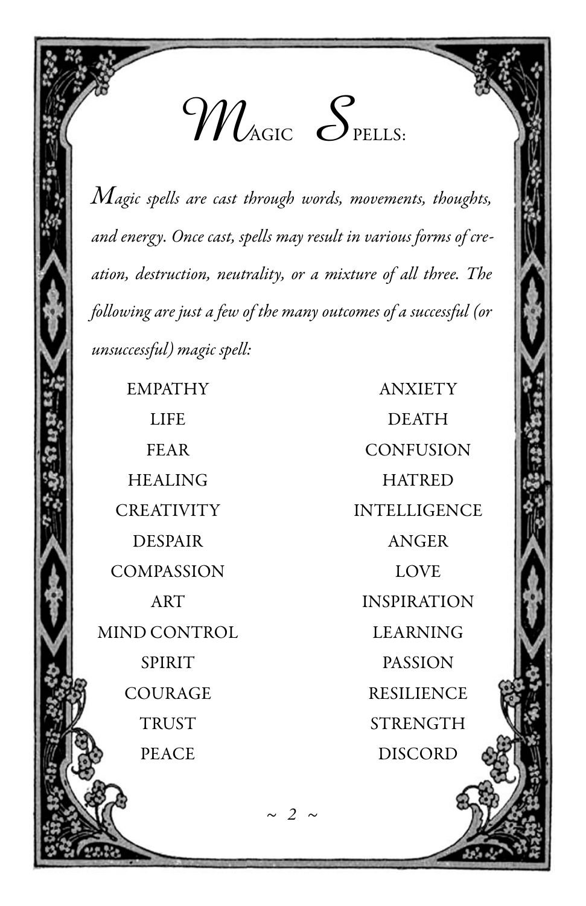# Magic Spells:

*Magic spells are cast through words, movements, thoughts, and energy. Once cast, spells may result in various forms of creation, destruction, neutrality, or a mixture of all three. The following are just a few of the many outcomes of a successful (or unsuccessful) magic spell:*

EMPATHY
LIFE
FEAR
HEALING
CREATIVITY
DESPAIR
COMPASSION
ART
MIND CONTROL
SPIRIT
COURAGE
TRUST
PEACE

ANXIETY
DEATH
CONFUSION
HATRED
INTELLIGENCE
ANGER
LOVE
INSPIRATION
LEARNING
PASSION
RESILIENCE
STRENGTH
DISCORD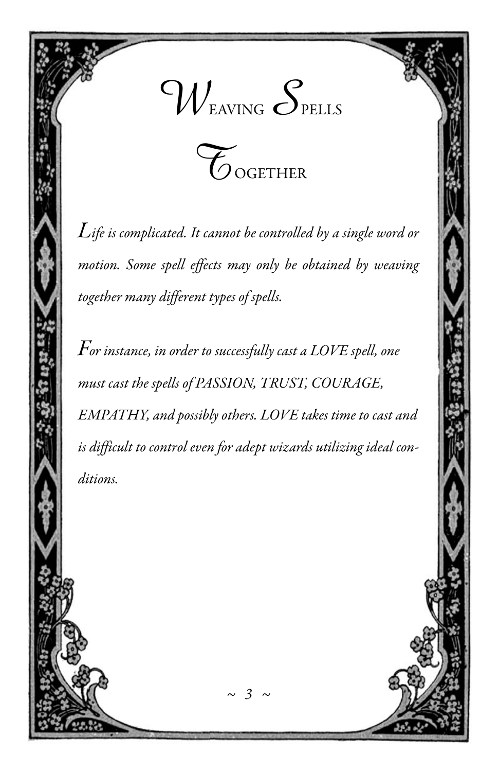# Weaving Spells Together

*Life is complicated. It cannot be controlled by a single word or motion. Some spell effects may only be obtained by weaving together many different types of spells.*

*For instance, in order to successfully cast a LOVE spell, one must cast the spells of PASSION, TRUST, COURAGE, EMPATHY, and possibly others. LOVE takes time to cast and is difficult to control even for adept wizards utilizing ideal conditions.*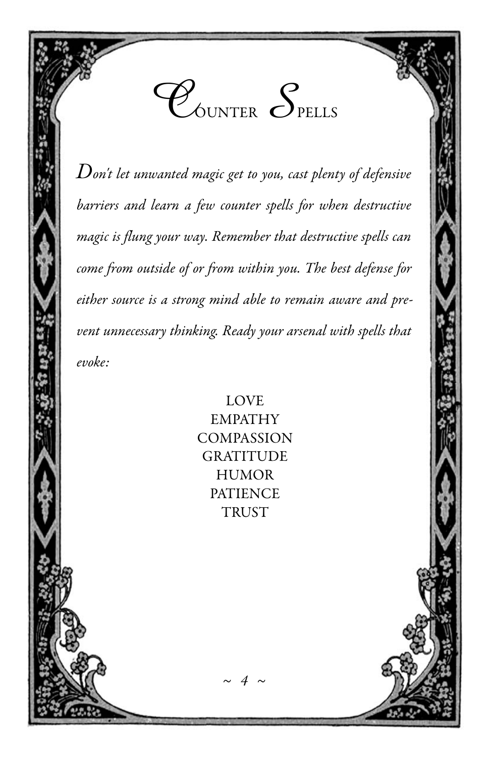# Counter Spells

*Don't let unwanted magic get to you, cast plenty of defensive barriers and learn a few counter spells for when destructive magic is flung your way. Remember that destructive spells can come from outside of or from within you. The best defense for either source is a strong mind able to remain aware and prevent unnecessary thinking. Ready your arsenal with spells that evoke:*

LOVE
EMPATHY
COMPASSION
GRATITUDE
HUMOR
PATIENCE
TRUST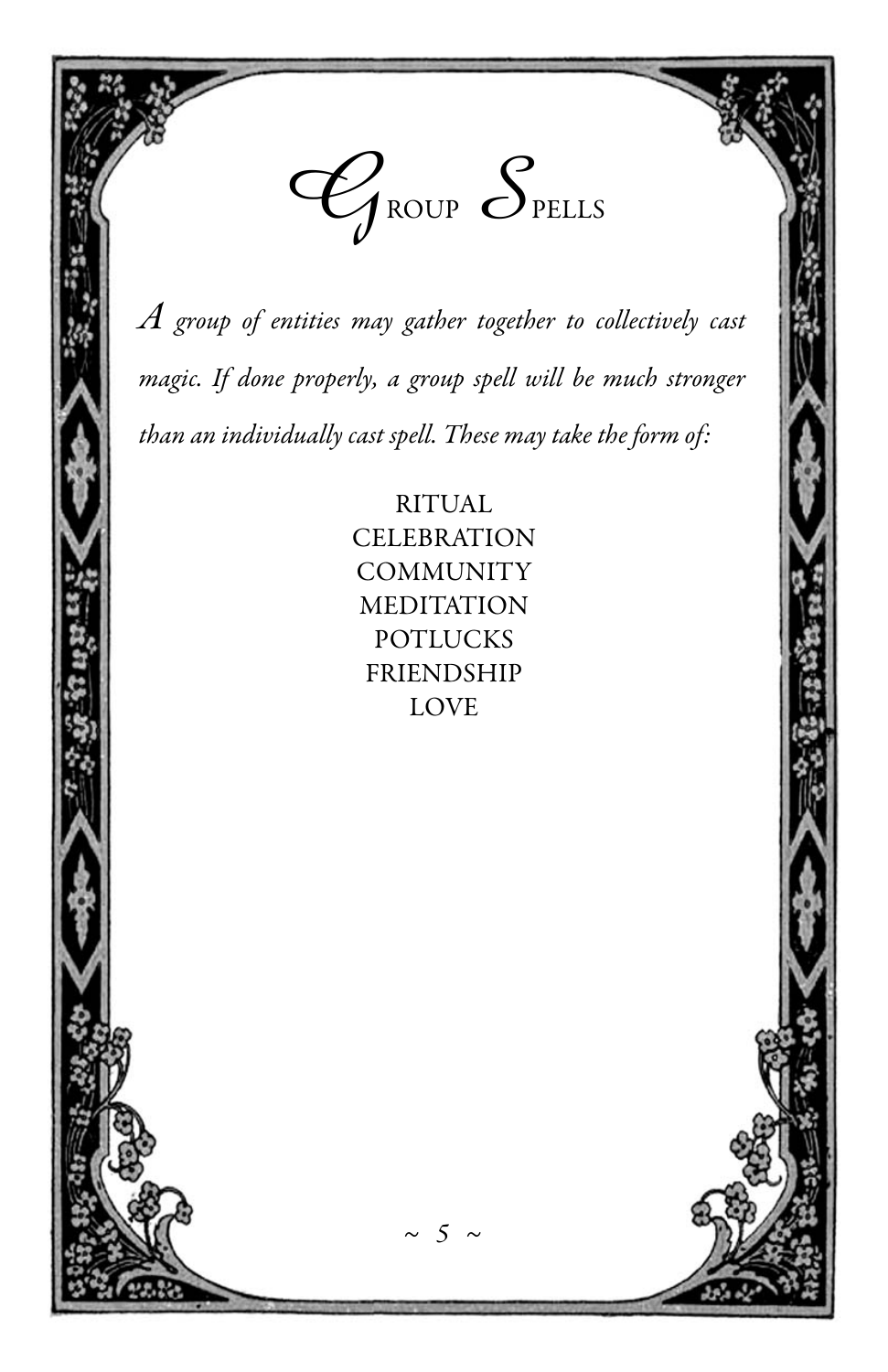# Group Spells

*A group of entities may gather together to collectively cast magic. If done properly, a group spell will be much stronger than an individually cast spell. These may take the form of:*

RITUAL
CELEBRATION
COMMUNITY
MEDITATION
POTLUCKS
FRIENDSHIP
LOVE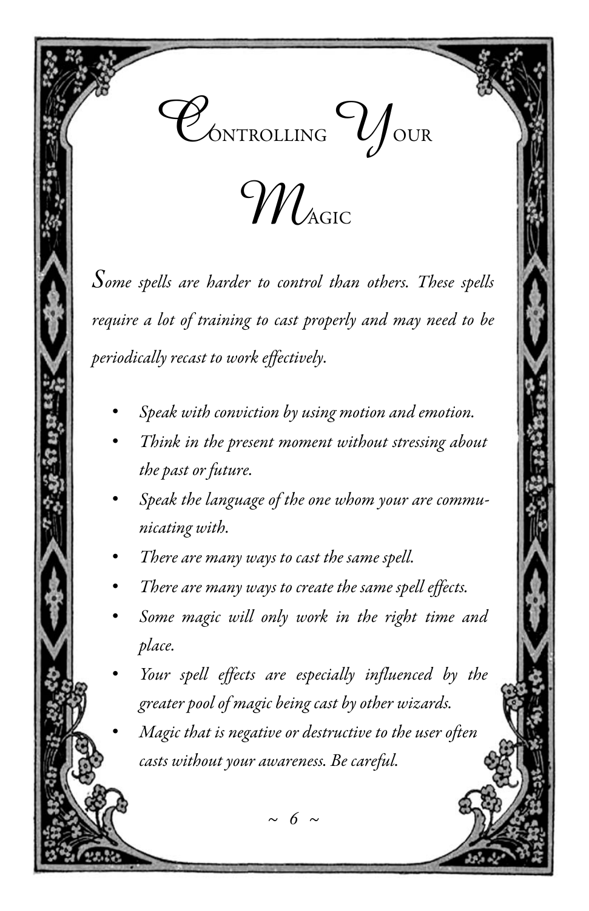# Controlling Your Magic

*Some spells are harder to control than others. These spells require a lot of training to cast properly and may need to be periodically recast to work effectively.*

- *Speak with conviction by using motion and emotion.*
- *Think in the present moment without stressing about the past or future.*
- *Speak the language of the one whom your are communicating with.*
- *There are many ways to cast the same spell.*
- *There are many ways to create the same spell effects.*
- *Some magic will only work in the right time and place.*
- *Your spell effects are especially influenced by the greater pool of magic being cast by other wizards.*
- *Magic that is negative or destructive to the user often casts without your awareness. Be careful.*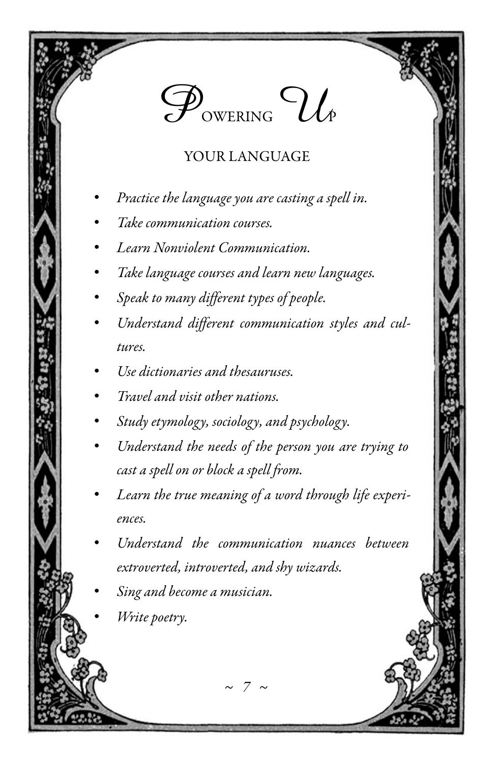# Powering Up

## YOUR LANGUAGE

- *Practice the language you are casting a spell in.*
- *Take communication courses.*
- *Learn Nonviolent Communication.*
- *Take language courses and learn new languages.*
- *Speak to many different types of people.*
- *Understand different communication styles and cultures.*
- *Use dictionaries and thesauruses.*
- *Travel and visit other nations.*
- *Study etymology, sociology, and psychology.*
- *Understand the needs of the person you are trying to cast a spell on or block a spell from.*
- *Learn the true meaning of a word through life experiences.*
- *Understand the communication nuances between extroverted, introverted, and shy wizards.*
- *Sing and become a musician.*
- *Write poetry.*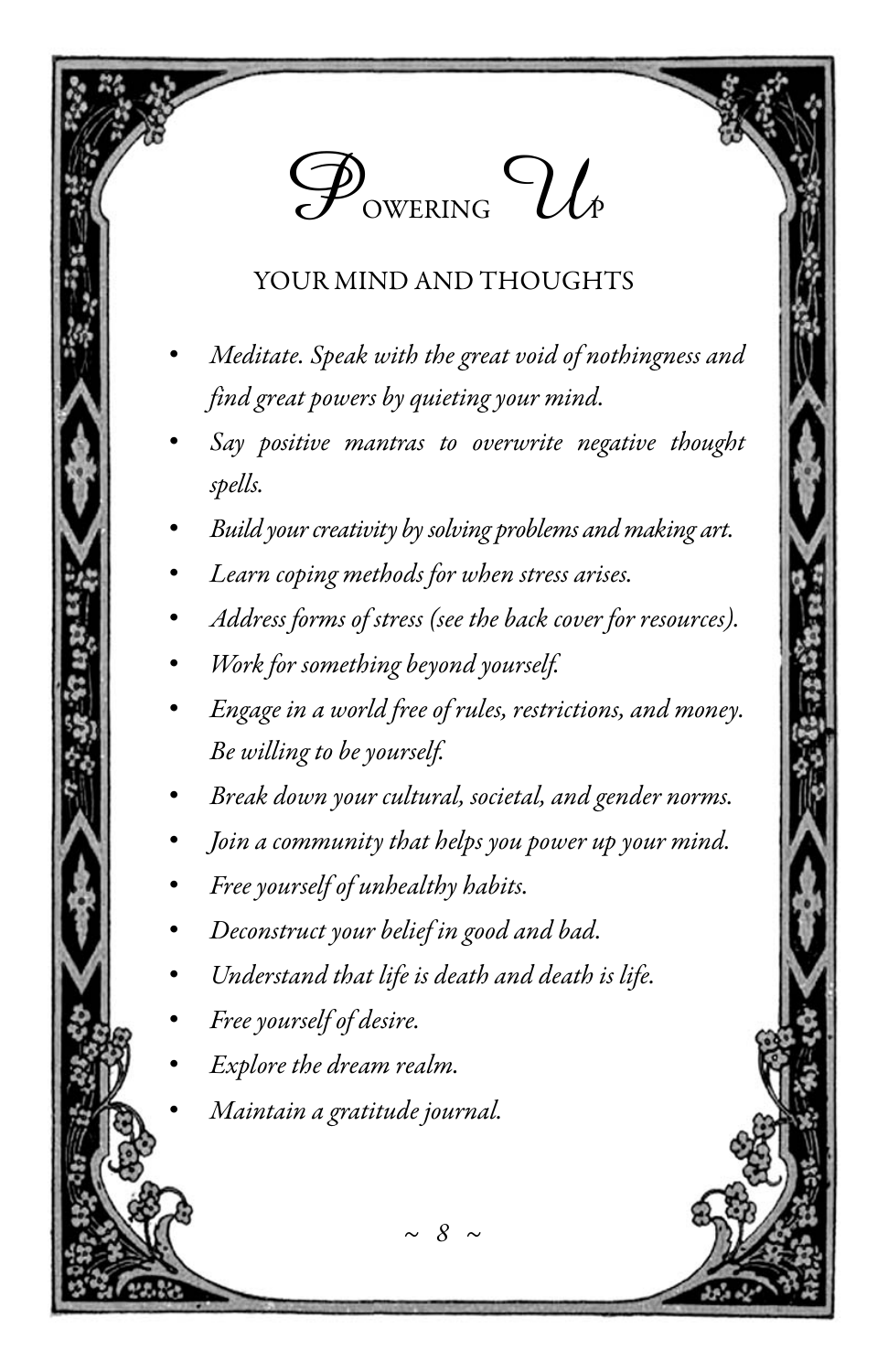# Powering Up

## YOUR MIND AND THOUGHTS

- *Meditate. Speak with the great void of nothingness and find great powers by quieting your mind.*
- *Say positive mantras to overwrite negative thought spells.*
- *Build your creativity by solving problems and making art.*
- *Learn coping methods for when stress arises.*
- *Address forms of stress (see the back cover for resources).*
- *Work for something beyond yourself.*
- *Engage in a world free of rules, restrictions, and money. Be willing to be yourself.*
- *Break down your cultural, societal, and gender norms.*
- *Join a community that helps you power up your mind.*
- *Free yourself of unhealthy habits.*
- *Deconstruct your belief in good and bad.*
- *Understand that life is death and death is life.*
- *Free yourself of desire.*
- *Explore the dream realm.*
- *Maintain a gratitude journal.*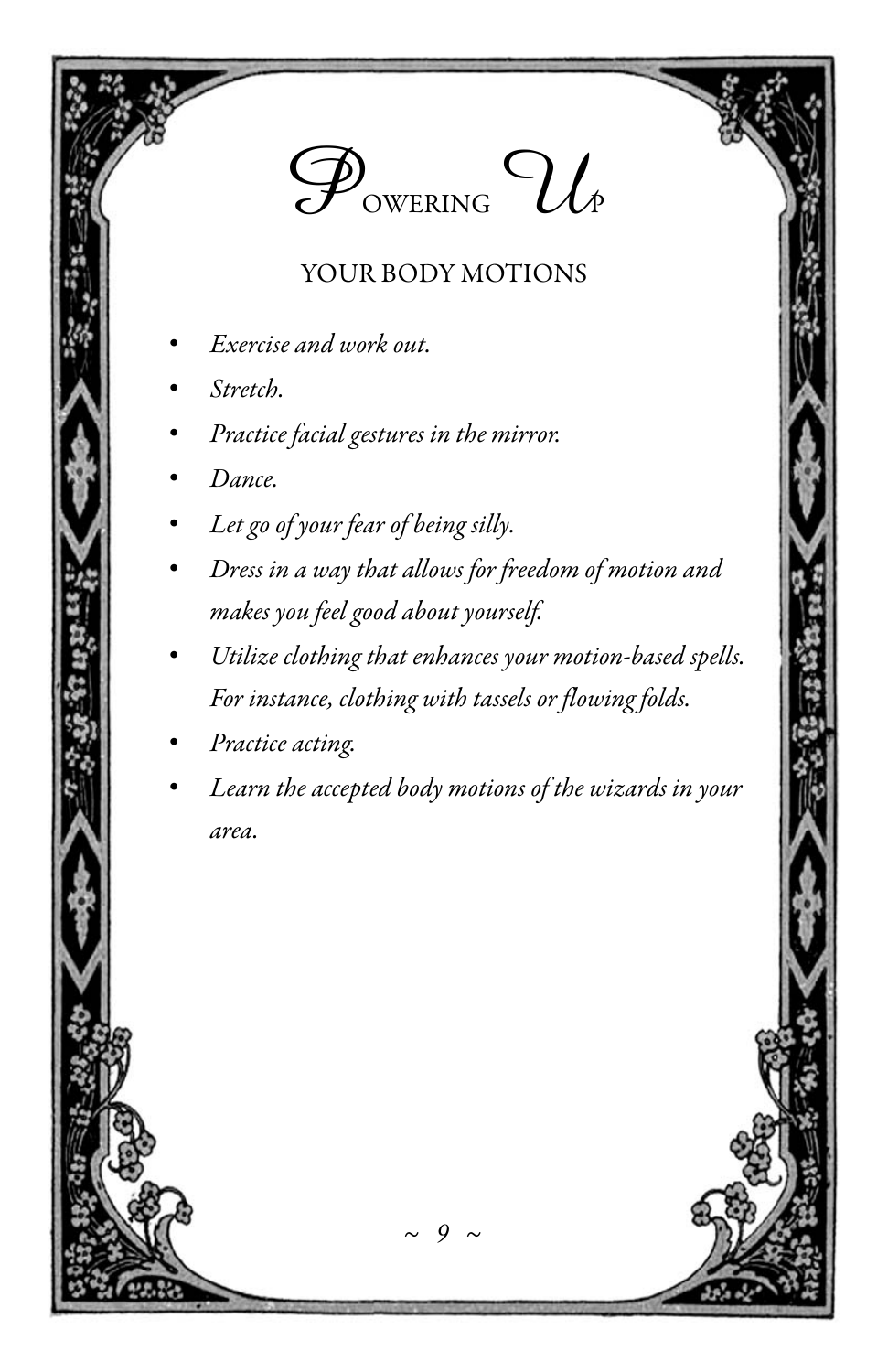# Powering Up

## YOUR BODY MOTIONS

- *Exercise and work out.*
- *Stretch.*
- *Practice facial gestures in the mirror.*
- *Dance.*
- *Let go of your fear of being silly.*
- *Dress in a way that allows for freedom of motion and makes you feel good about yourself.*
- *Utilize clothing that enhances your motion-based spells. For instance, clothing with tassels or flowing folds.*
- *Practice acting.*
- *Learn the accepted body motions of the wizards in your area.*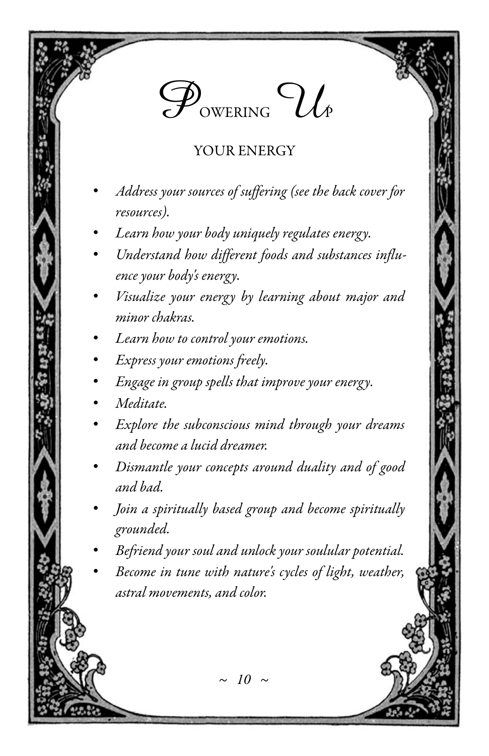# Powering Up

## YOUR ENERGY

- *Address your sources of suffering (see the back cover for resources).*
- *Learn how your body uniquely regulates energy.*
- *Understand how different foods and substances influence your body's energy.*
- *Visualize your energy by learning about major and minor chakras.*
- *Learn how to control your emotions.*
- *Express your emotions freely.*
- *Engage in group spells that improve your energy.*
- *Meditate.*
- *Explore the subconscious mind through your dreams and become a lucid dreamer.*
- *Dismantle your concepts around duality and of good and bad.*
- *Join a spiritually based group and become spiritually grounded.*
- *Befriend your soul and unlock your soulular potential.*
- *Become in tune with nature's cycles of light, weather, astral movements, and color.*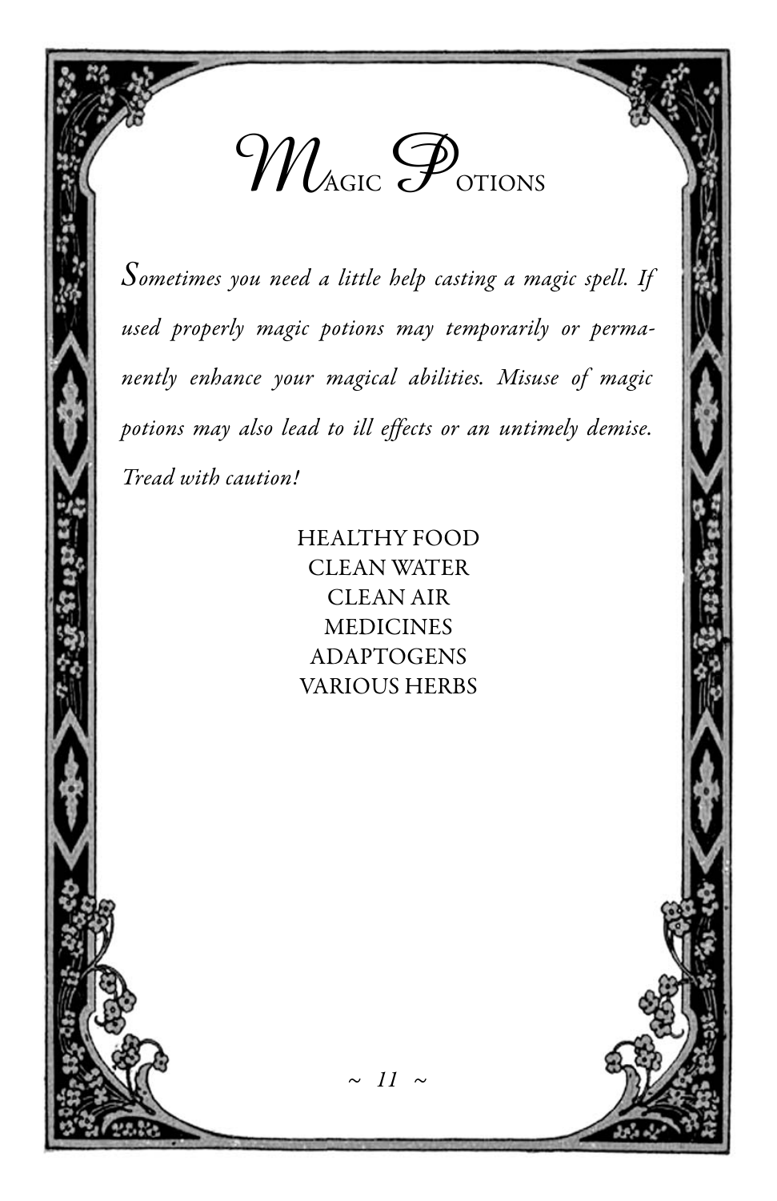# Magic Potions

*Sometimes you need a little help casting a magic spell. If used properly magic potions may temporarily or permanently enhance your magical abilities. Misuse of magic potions may also lead to ill effects or an untimely demise. Tread with caution!*

HEALTHY FOOD
CLEAN WATER
CLEAN AIR
MEDICINES
ADAPTOGENS
VARIOUS HERBS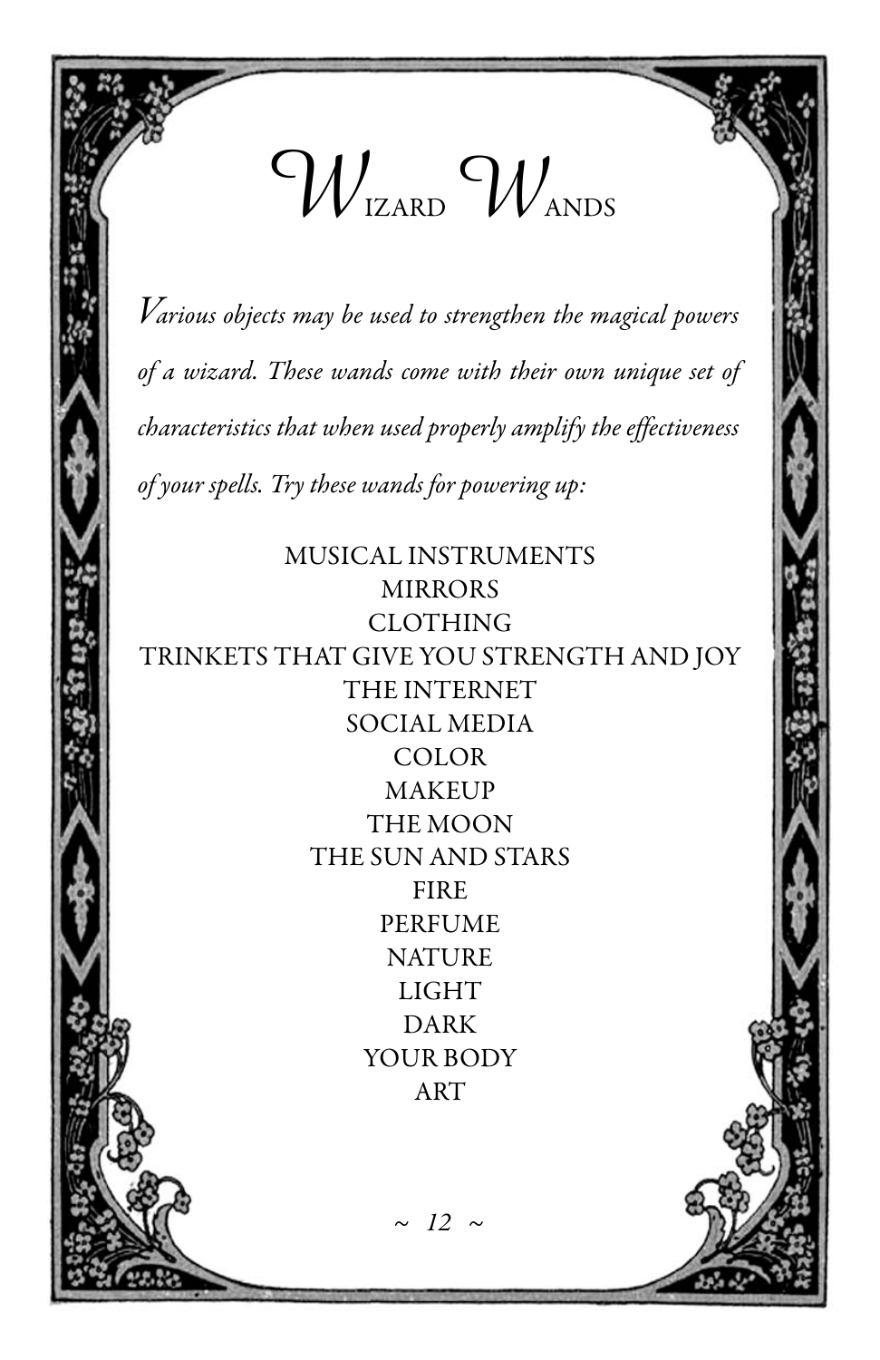# Wizard Wands

*Various objects may be used to strengthen the magical powers of a wizard. These wands come with their own unique set of characteristics that when used properly amplify the effectiveness of your spells. Try these wands for powering up:*

MUSICAL INSTRUMENTS
MIRRORS
CLOTHING
TRINKETS THAT GIVE YOU STRENGTH AND JOY
THE INTERNET
SOCIAL MEDIA
COLOR
MAKEUP
THE MOON
THE SUN AND STARS
FIRE
PERFUME
NATURE
LIGHT
DARK
YOUR BODY
ART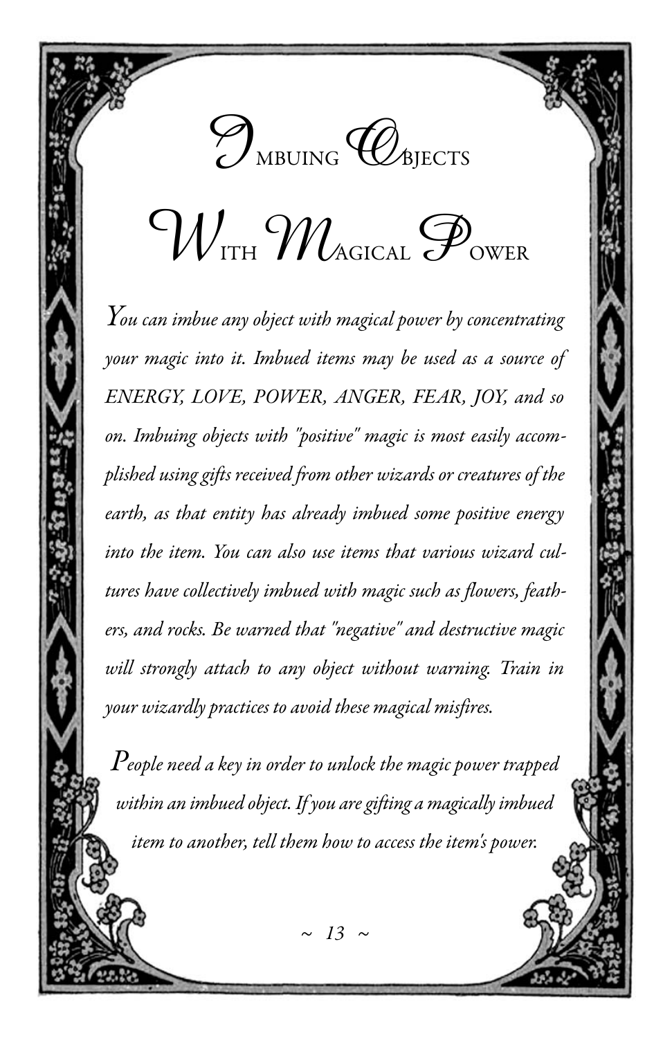# Imbuing Objects With Magical Power

*You can imbue any object with magical power by concentrating your magic into it. Imbued items may be used as a source of ENERGY, LOVE, POWER, ANGER, FEAR, JOY, and so on. Imbuing objects with "positive" magic is most easily accomplished using gifts received from other wizards or creatures of the earth, as that entity has already imbued some positive energy into the item. You can also use items that various wizard cultures have collectively imbued with magic such as flowers, feathers, and rocks. Be warned that "negative" and destructive magic will strongly attach to any object without warning. Train in your wizardly practices to avoid these magical misfires.*

*People need a key in order to unlock the magic power trapped within an imbued object. If you are gifting a magically imbued item to another, tell them how to access the item's power.*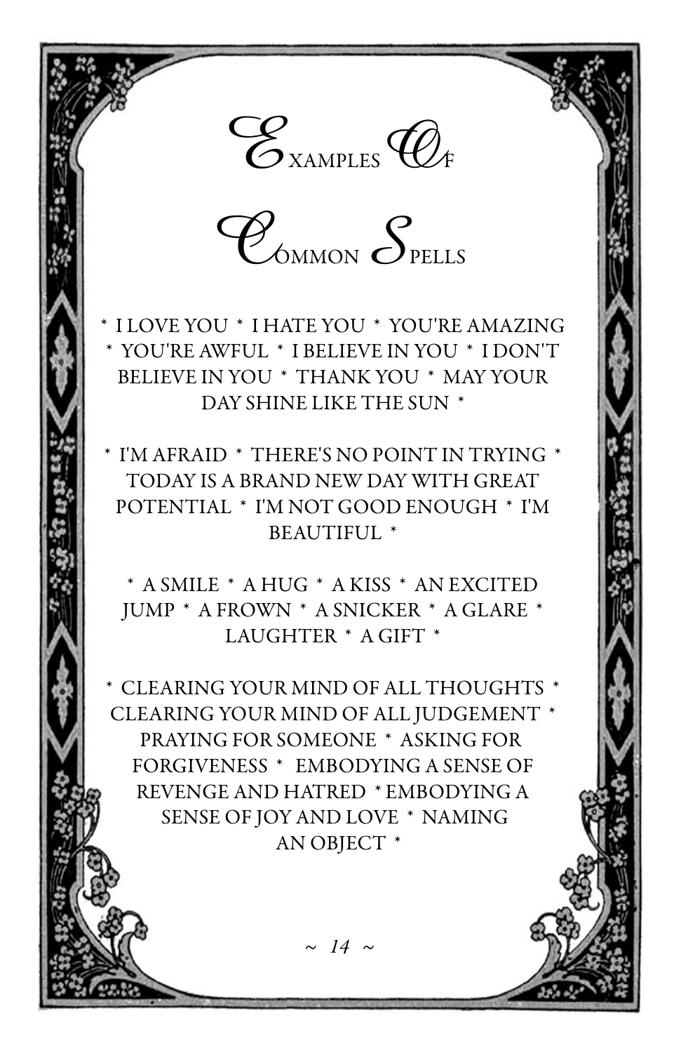# Examples Of Common Spells

\* I LOVE YOU \* I HATE YOU \* YOU'RE AMAZING \* YOU'RE AWFUL \* I BELIEVE IN YOU \* I DON'T BELIEVE IN YOU \* THANK YOU \* MAY YOUR DAY SHINE LIKE THE SUN \*

\* I'M AFRAID \* THERE'S NO POINT IN TRYING \* TODAY IS A BRAND NEW DAY WITH GREAT POTENTIAL \* I'M NOT GOOD ENOUGH \* I'M BEAUTIFUL \*

\* A SMILE \* A HUG \* A KISS \* AN EXCITED JUMP \* A FROWN \* A SNICKER \* A GLARE \* LAUGHTER \* A GIFT \*

\* CLEARING YOUR MIND OF ALL THOUGHTS \* CLEARING YOUR MIND OF ALL JUDGEMENT \* PRAYING FOR SOMEONE \* ASKING FOR FORGIVENESS \* EMBODYING A SENSE OF REVENGE AND HATRED \* EMBODYING A SENSE OF JOY AND LOVE \* NAMING AN OBJECT \*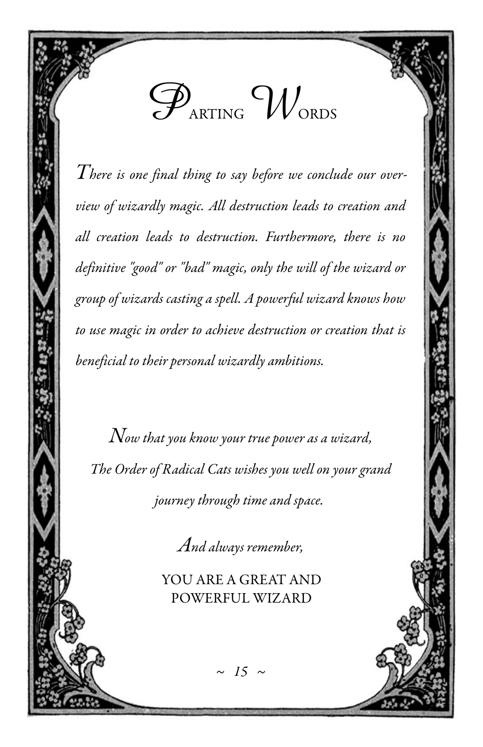# Parting Words

*There is one final thing to say before we conclude our overview of wizardly magic. All destruction leads to creation and all creation leads to destruction. Furthermore, there is no definitive "good" or "bad" magic, only the will of the wizard or group of wizards casting a spell. A powerful wizard knows how to use magic in order to achieve destruction or creation that is beneficial to their personal wizardly ambitions.*

*Now that you know your true power as a wizard,*
*The Order of Radical Cats wishes you well on your grand journey through time and space.*

*And always remember,*

YOU ARE A GREAT AND POWERFUL WIZARD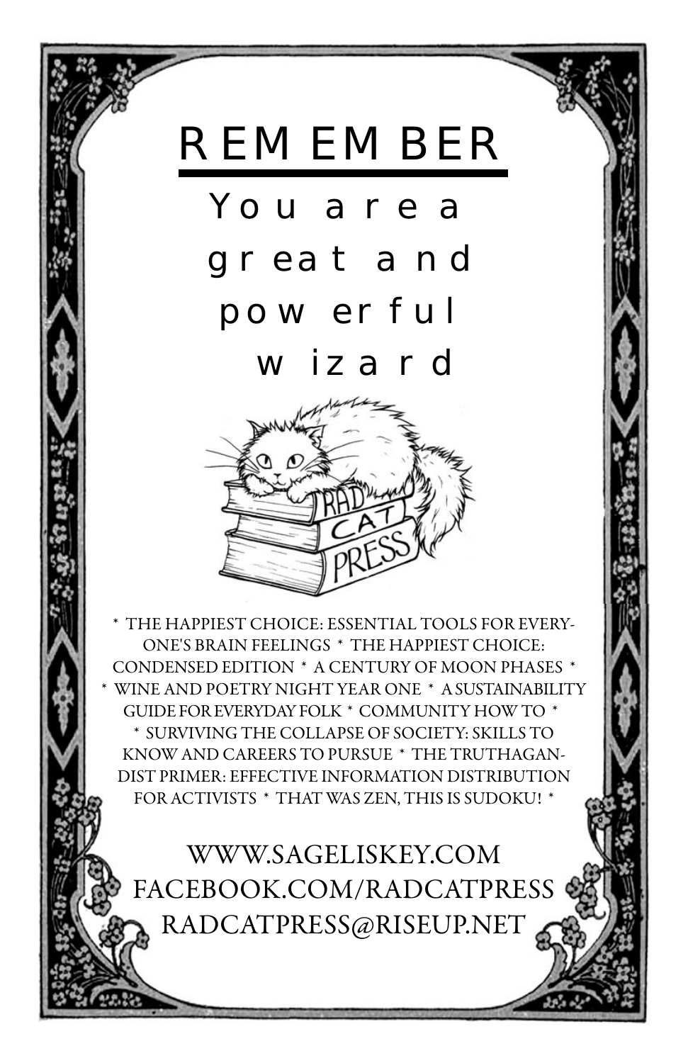# REMEMBER

You are a great and powerful wizard

* THE HAPPIEST CHOICE: ESSENTIAL TOOLS FOR EVERYONE'S BRAIN FEELINGS * THE HAPPIEST CHOICE: CONDENSED EDITION * A CENTURY OF MOON PHASES * * WINE AND POETRY NIGHT YEAR ONE * A SUSTAINABILITY GUIDE FOR EVERYDAY FOLK * COMMUNITY HOW TO * * SURVIVING THE COLLAPSE OF SOCIETY: SKILLS TO KNOW AND CAREERS TO PURSUE * THE TRUTHAGANDIST PRIMER: EFFECTIVE INFORMATION DISTRIBUTION FOR ACTIVISTS * THAT WAS ZEN, THIS IS SUDOKU! *

WWW.SAGELISKEY.COM
FACEBOOK.COM/RADCATPRESS
RADCATPRESS@RISEUP.NET